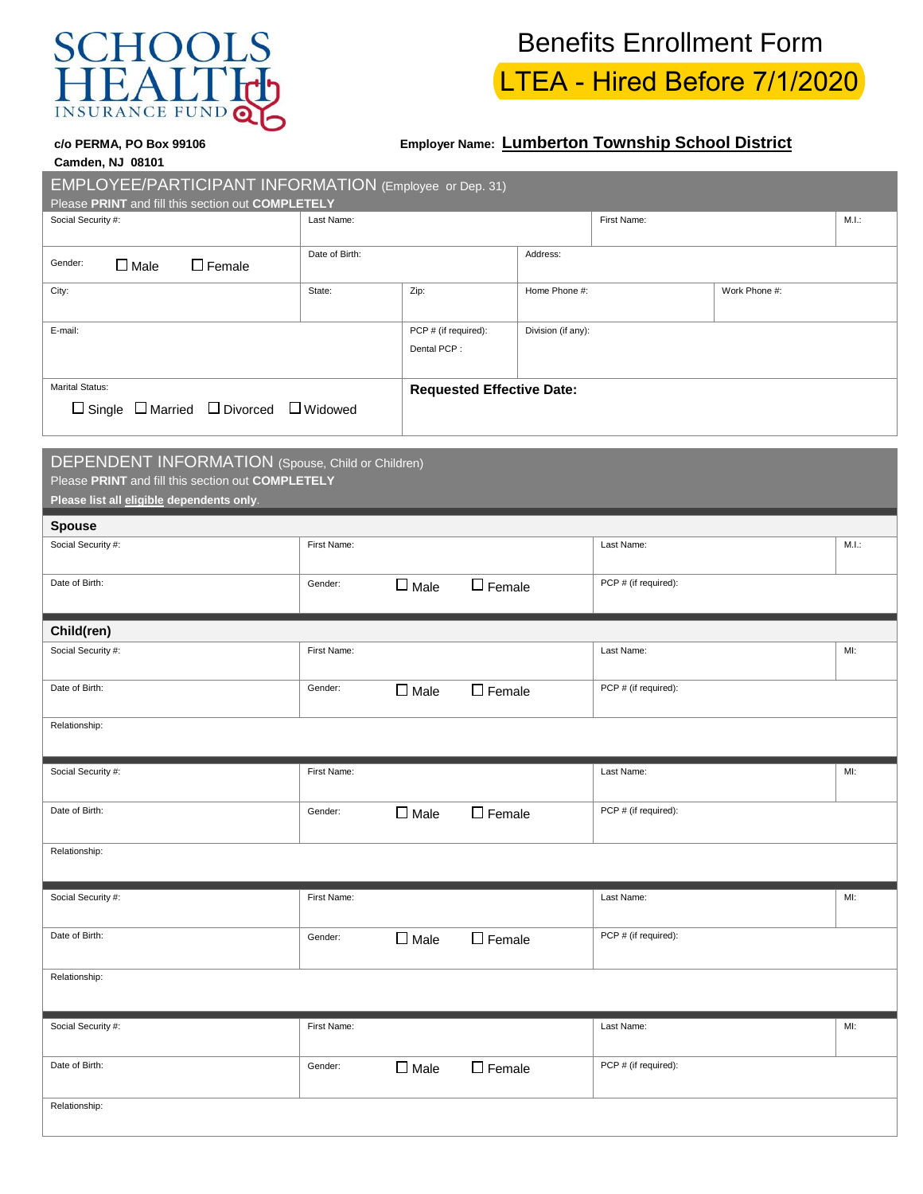SCHOOLS HEALTH INSURANCE FUND

# Benefits Enrollment Form

## LTEA - Hired Before 7/1/2020

**c/o PERMA, PO Box 99106**
**Camden, NJ 08101**

**Employer Name: Lumberton Township School District**

## EMPLOYEE/PARTICIPANT INFORMATION (Employee or Dep. 31)

Please **PRINT** and fill this section out **COMPLETELY**

| Social Security #: | Last Name: | | First Name: | M.I.: |
|---|---|---|---|---|
| Gender: ☐ Male ☐ Female | Date of Birth: | Address: | | |
| City: | State: | Zip: | Home Phone #: | Work Phone #: |
| E-mail: | PCP # (if required): Dental PCP : | Division (if any): | | |
| Marital Status: ☐ Single ☐ Married ☐ Divorced ☐ Widowed | **Requested Effective Date:** | | | |

## DEPENDENT INFORMATION (Spouse, Child or Children)

Please **PRINT** and fill this section out **COMPLETELY**

**Please list all eligible dependents only.**

### Spouse

| Social Security #: | First Name: | Last Name: | M.I.: |
|---|---|---|---|
| Date of Birth: | Gender: ☐ Male ☐ Female | PCP # (if required): | |

### Child(ren)

| Social Security #: | First Name: | Last Name: | MI: |
|---|---|---|---|
| Date of Birth: | Gender: ☐ Male ☐ Female | PCP # (if required): | |
| Relationship: | | | |

| Social Security #: | First Name: | Last Name: | MI: |
|---|---|---|---|
| Date of Birth: | Gender: ☐ Male ☐ Female | PCP # (if required): | |
| Relationship: | | | |

| Social Security #: | First Name: | Last Name: | MI: |
|---|---|---|---|
| Date of Birth: | Gender: ☐ Male ☐ Female | PCP # (if required): | |
| Relationship: | | | |

| Social Security #: | First Name: | Last Name: | MI: |
|---|---|---|---|
| Date of Birth: | Gender: ☐ Male ☐ Female | PCP # (if required): | |
| Relationship: | | | |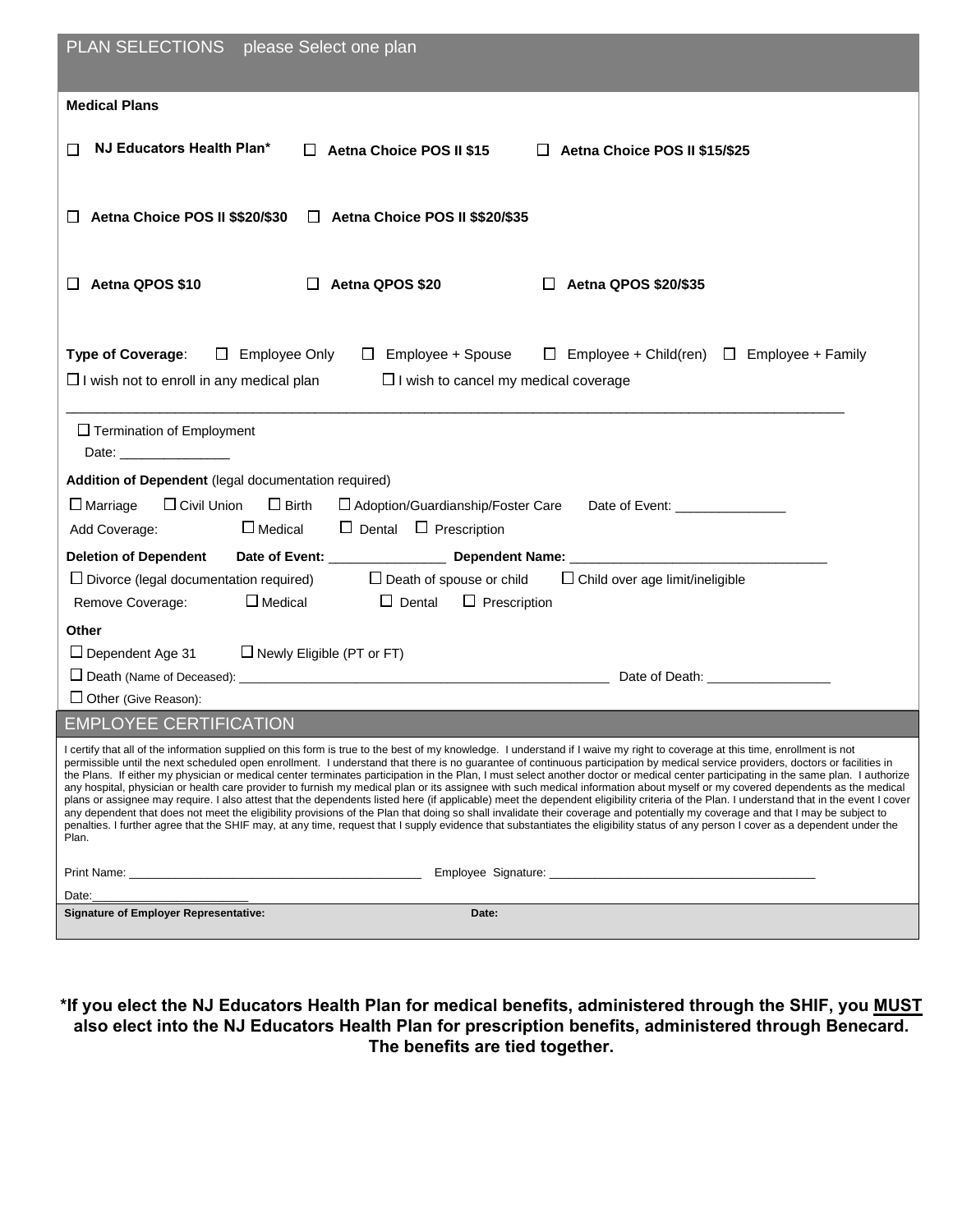## PLAN SELECTIONS please Select one plan

**Medical Plans**

☐ **NJ Educators Health Plan*** ☐ **Aetna Choice POS II $15** ☐ **Aetna Choice POS II $15/$25**

☐ **Aetna Choice POS II $$20/$30** ☐ **Aetna Choice POS II $$20/$35**

☐ **Aetna QPOS $10** ☐ **Aetna QPOS $20** ☐ **Aetna QPOS $20/$35**

**Type of Coverage**: ☐ Employee Only ☐ Employee + Spouse ☐ Employee + Child(ren) ☐ Employee + Family

☐ I wish not to enroll in any medical plan ☐ I wish to cancel my medical coverage

---

☐ Termination of Employment

Date: _______________

**Addition of Dependent** (legal documentation required)

☐ Marriage ☐ Civil Union ☐ Birth ☐ Adoption/Guardianship/Foster Care Date of Event: _______________

Add Coverage: ☐ Medical ☐ Dental ☐ Prescription

**Deletion of Dependent** **Date of Event:** ________________ **Dependent Name:** ___________________________________

☐ Divorce (legal documentation required) ☐ Death of spouse or child ☐ Child over age limit/ineligible

Remove Coverage: ☐ Medical ☐ Dental ☐ Prescription

**Other**

☐ Dependent Age 31 ☐ Newly Eligible (PT or FT)

☐ Death (Name of Deceased): _____________________________________________________ Date of Death: _________________

☐ Other (Give Reason):

## EMPLOYEE CERTIFICATION

I certify that all of the information supplied on this form is true to the best of my knowledge. I understand if I waive my right to coverage at this time, enrollment is not permissible until the next scheduled open enrollment. I understand that there is no guarantee of continuous participation by medical service providers, doctors or facilities in the Plans. If either my physician or medical center terminates participation in the Plan, I must select another doctor or medical center participating in the same plan. I authorize any hospital, physician or health care provider to furnish my medical plan or its assignee with such medical information about myself or my covered dependents as the medical plans or assignee may require. I also attest that the dependents listed here (if applicable) meet the dependent eligibility criteria of the Plan. I understand that in the event I cover any dependent that does not meet the eligibility provisions of the Plan that doing so shall invalidate their coverage and potentially my coverage and that I may be subject to penalties. I further agree that the SHIF may, at any time, request that I supply evidence that substantiates the eligibility status of any person I cover as a dependent under the Plan.

Print Name: _____________________________________________ Employee Signature: ________________________________________

Date:________________________

**Signature of Employer Representative:** **Date:**

**\*If you elect the NJ Educators Health Plan for medical benefits, administered through the SHIF, you <u>MUST</u> also elect into the NJ Educators Health Plan for prescription benefits, administered through Benecard. The benefits are tied together.**